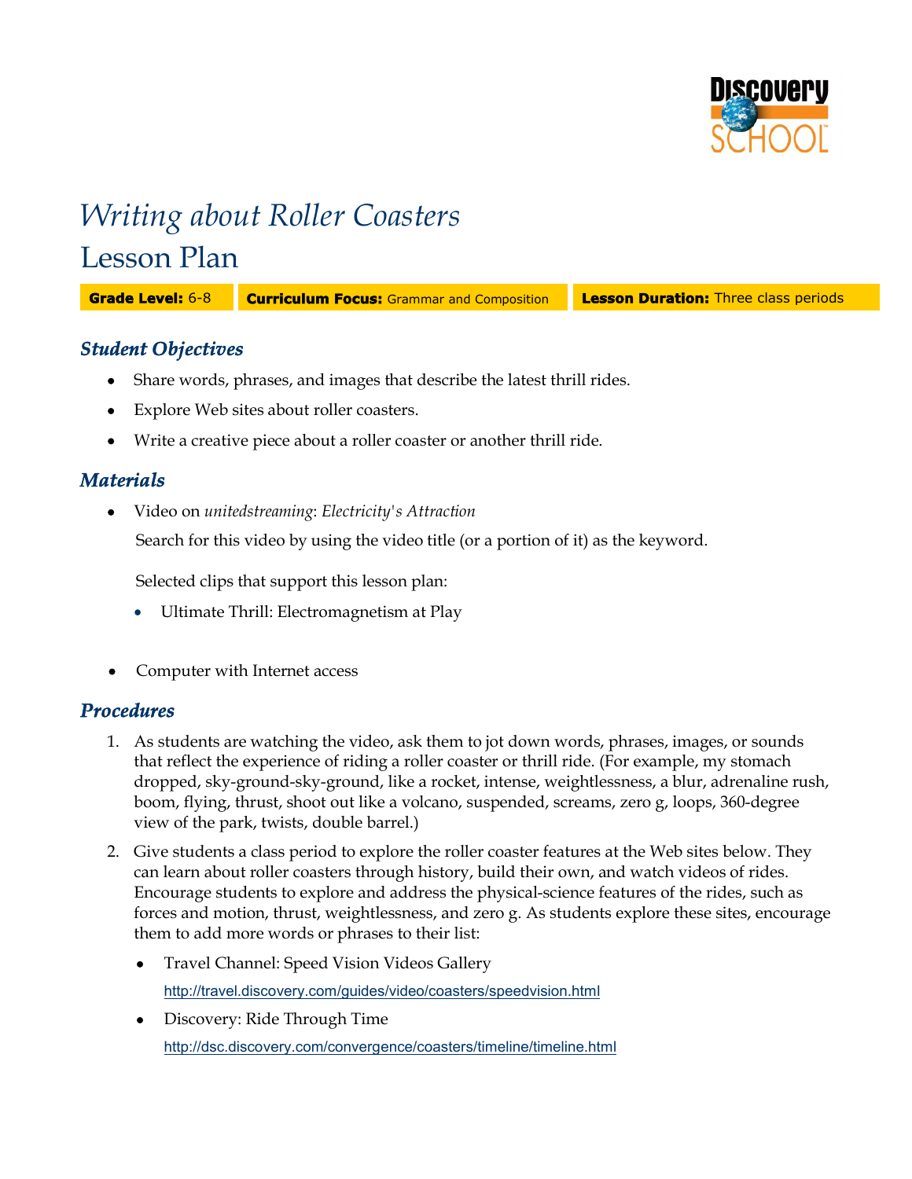# *Writing about Roller Coasters*

## Lesson Plan

**Grade Level:** 6-8 | **Curriculum Focus:** Grammar and Composition | **Lesson Duration:** Three class periods

### *Student Objectives*

- Share words, phrases, and images that describe the latest thrill rides.
- Explore Web sites about roller coasters.
- Write a creative piece about a roller coaster or another thrill ride.

### *Materials*

- Video on *unitedstreaming*: *Electricity's Attraction*

  Search for this video by using the video title (or a portion of it) as the keyword.

  Selected clips that support this lesson plan:

  - Ultimate Thrill: Electromagnetism at Play

- Computer with Internet access

### *Procedures*

1. As students are watching the video, ask them to jot down words, phrases, images, or sounds that reflect the experience of riding a roller coaster or thrill ride. (For example, my stomach dropped, sky-ground-sky-ground, like a rocket, intense, weightlessness, a blur, adrenaline rush, boom, flying, thrust, shoot out like a volcano, suspended, screams, zero g, loops, 360-degree view of the park, twists, double barrel.)

2. Give students a class period to explore the roller coaster features at the Web sites below. They can learn about roller coasters through history, build their own, and watch videos of rides. Encourage students to explore and address the physical-science features of the rides, such as forces and motion, thrust, weightlessness, and zero g. As students explore these sites, encourage them to add more words or phrases to their list:

   - Travel Channel: Speed Vision Videos Gallery

     http://travel.discovery.com/guides/video/coasters/speedvision.html

   - Discovery: Ride Through Time

     http://dsc.discovery.com/convergence/coasters/timeline/timeline.html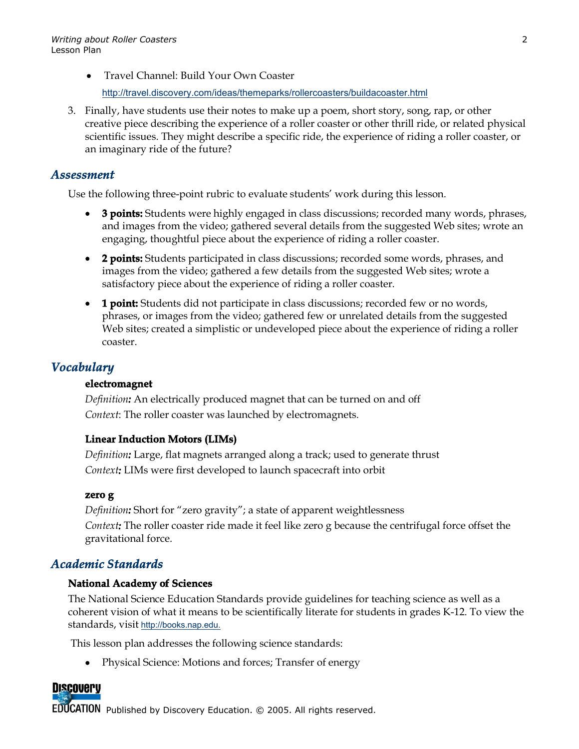- Travel Channel: Build Your Own Coaster
  http://travel.discovery.com/ideas/themeparks/rollercoasters/buildacoaster.html

3. Finally, have students use their notes to make up a poem, short story, song, rap, or other creative piece describing the experience of a roller coaster or other thrill ride, or related physical scientific issues. They might describe a specific ride, the experience of riding a roller coaster, or an imaginary ride of the future?

## *Assessment*

Use the following three-point rubric to evaluate students' work during this lesson.

- **3 points:** Students were highly engaged in class discussions; recorded many words, phrases, and images from the video; gathered several details from the suggested Web sites; wrote an engaging, thoughtful piece about the experience of riding a roller coaster.
- **2 points:** Students participated in class discussions; recorded some words, phrases, and images from the video; gathered a few details from the suggested Web sites; wrote a satisfactory piece about the experience of riding a roller coaster.
- **1 point:** Students did not participate in class discussions; recorded few or no words, phrases, or images from the video; gathered few or unrelated details from the suggested Web sites; created a simplistic or undeveloped piece about the experience of riding a roller coaster.

## *Vocabulary*

**electromagnet**

*Definition:* An electrically produced magnet that can be turned on and off

*Context*: The roller coaster was launched by electromagnets.

**Linear Induction Motors (LIMs)**

*Definition:* Large, flat magnets arranged along a track; used to generate thrust

*Context:* LIMs were first developed to launch spacecraft into orbit

**zero g**

*Definition:* Short for "zero gravity"; a state of apparent weightlessness

*Context:* The roller coaster ride made it feel like zero g because the centrifugal force offset the gravitational force.

## *Academic Standards*

**National Academy of Sciences**

The National Science Education Standards provide guidelines for teaching science as well as a coherent vision of what it means to be scientifically literate for students in grades K-12. To view the standards, visit http://books.nap.edu.

This lesson plan addresses the following science standards:

- Physical Science: Motions and forces; Transfer of energy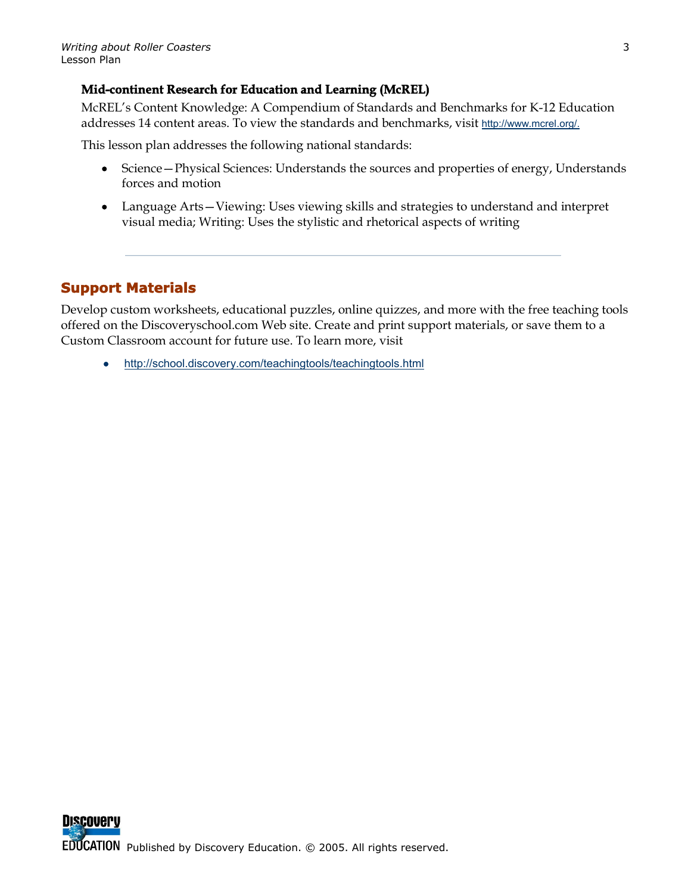### Mid-continent Research for Education and Learning (McREL)

McREL's Content Knowledge: A Compendium of Standards and Benchmarks for K-12 Education addresses 14 content areas. To view the standards and benchmarks, visit http://www.mcrel.org/.

This lesson plan addresses the following national standards:

- Science—Physical Sciences: Understands the sources and properties of energy, Understands forces and motion
- Language Arts—Viewing: Uses viewing skills and strategies to understand and interpret visual media; Writing: Uses the stylistic and rhetorical aspects of writing

---

## Support Materials

Develop custom worksheets, educational puzzles, online quizzes, and more with the free teaching tools offered on the Discoveryschool.com Web site. Create and print support materials, or save them to a Custom Classroom account for future use. To learn more, visit

- http://school.discovery.com/teachingtools/teachingtools.html

Published by Discovery Education. © 2005. All rights reserved.